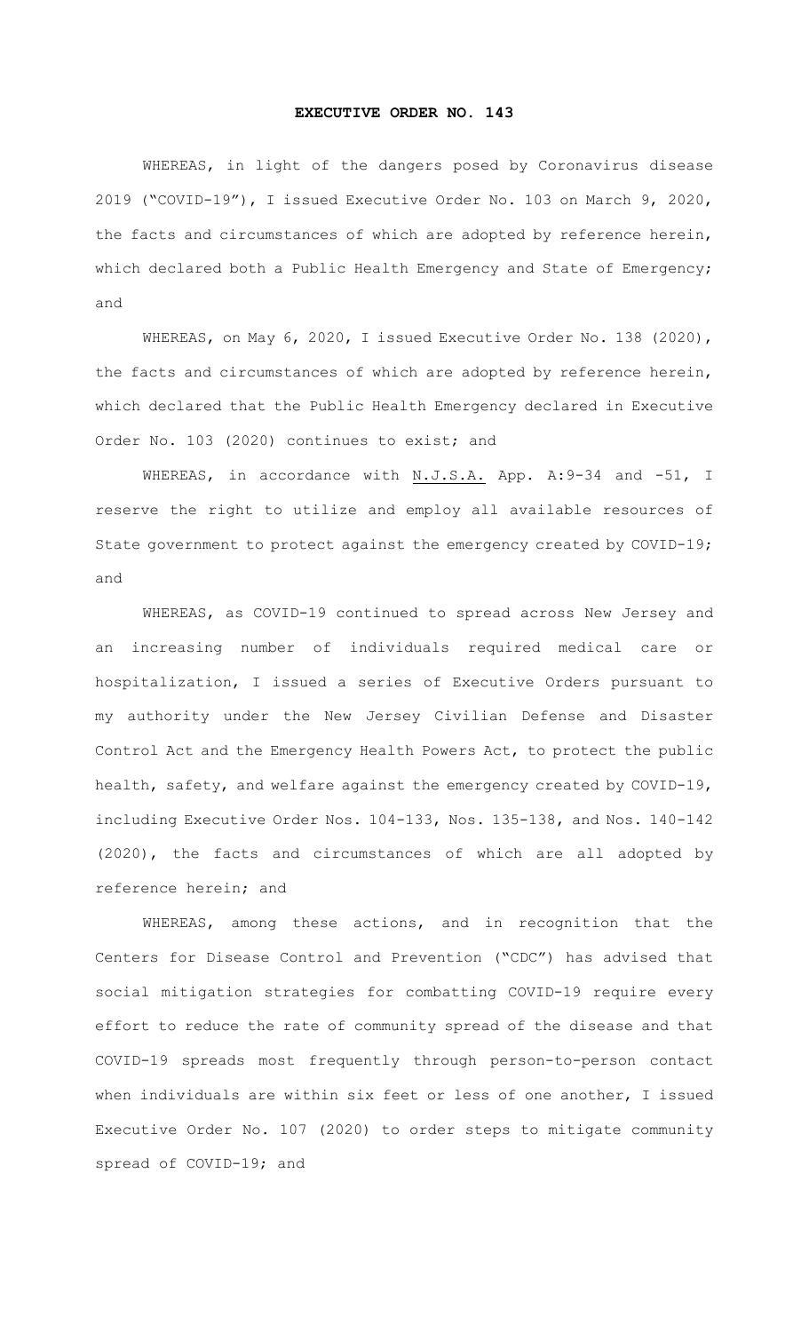# EXECUTIVE ORDER NO. 143

WHEREAS, in light of the dangers posed by Coronavirus disease 2019 ("COVID-19"), I issued Executive Order No. 103 on March 9, 2020, the facts and circumstances of which are adopted by reference herein, which declared both a Public Health Emergency and State of Emergency; and

WHEREAS, on May 6, 2020, I issued Executive Order No. 138 (2020), the facts and circumstances of which are adopted by reference herein, which declared that the Public Health Emergency declared in Executive Order No. 103 (2020) continues to exist; and

WHEREAS, in accordance with N.J.S.A. App. A:9-34 and -51, I reserve the right to utilize and employ all available resources of State government to protect against the emergency created by COVID-19; and

WHEREAS, as COVID-19 continued to spread across New Jersey and an increasing number of individuals required medical care or hospitalization, I issued a series of Executive Orders pursuant to my authority under the New Jersey Civilian Defense and Disaster Control Act and the Emergency Health Powers Act, to protect the public health, safety, and welfare against the emergency created by COVID-19, including Executive Order Nos. 104-133, Nos. 135-138, and Nos. 140-142 (2020), the facts and circumstances of which are all adopted by reference herein; and

WHEREAS, among these actions, and in recognition that the Centers for Disease Control and Prevention ("CDC") has advised that social mitigation strategies for combatting COVID-19 require every effort to reduce the rate of community spread of the disease and that COVID-19 spreads most frequently through person-to-person contact when individuals are within six feet or less of one another, I issued Executive Order No. 107 (2020) to order steps to mitigate community spread of COVID-19; and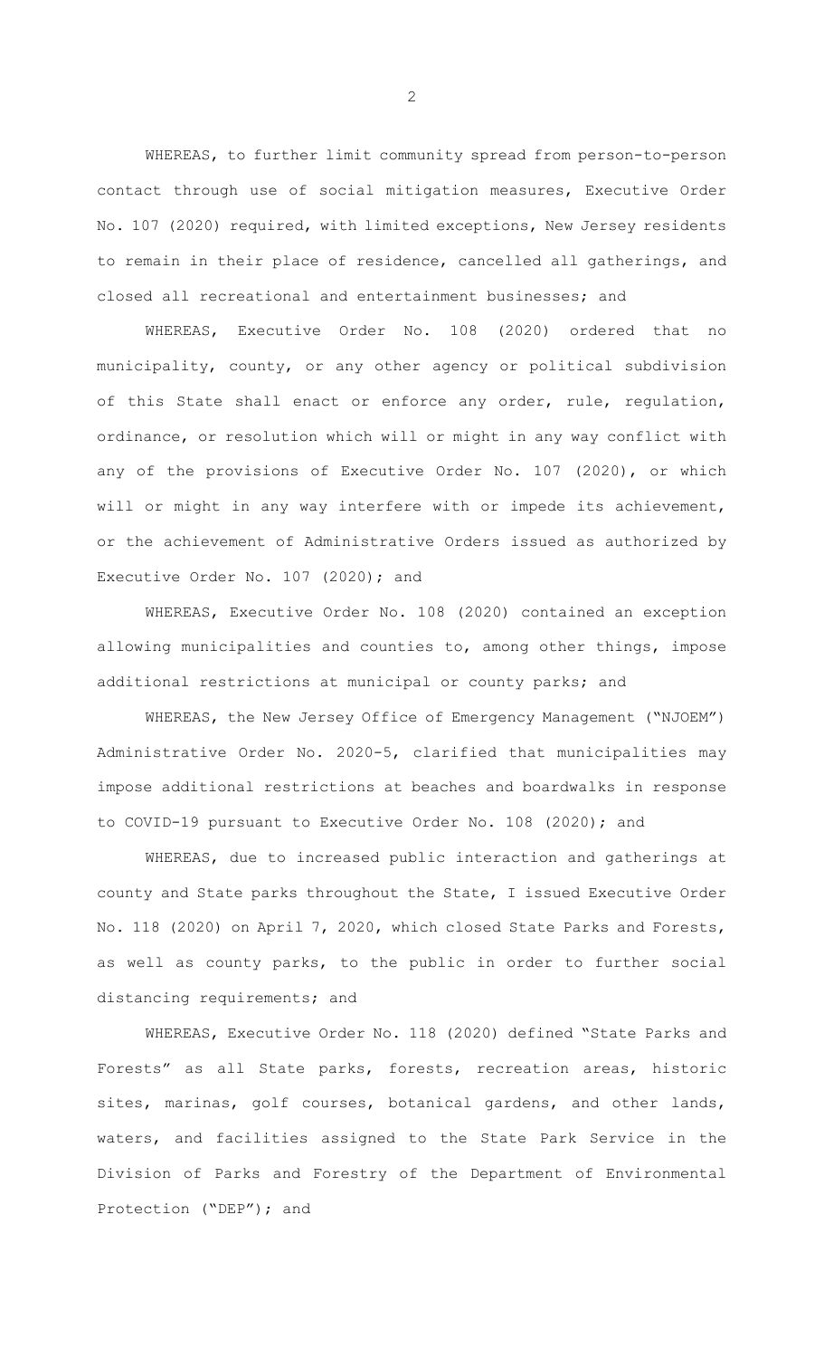WHEREAS, to further limit community spread from person-to-person contact through use of social mitigation measures, Executive Order No. 107 (2020) required, with limited exceptions, New Jersey residents to remain in their place of residence, cancelled all gatherings, and closed all recreational and entertainment businesses; and

WHEREAS, Executive Order No. 108 (2020) ordered that no municipality, county, or any other agency or political subdivision of this State shall enact or enforce any order, rule, regulation, ordinance, or resolution which will or might in any way conflict with any of the provisions of Executive Order No. 107 (2020), or which will or might in any way interfere with or impede its achievement, or the achievement of Administrative Orders issued as authorized by Executive Order No. 107 (2020); and

WHEREAS, Executive Order No. 108 (2020) contained an exception allowing municipalities and counties to, among other things, impose additional restrictions at municipal or county parks; and

WHEREAS, the New Jersey Office of Emergency Management ("NJOEM") Administrative Order No. 2020-5, clarified that municipalities may impose additional restrictions at beaches and boardwalks in response to COVID-19 pursuant to Executive Order No. 108 (2020); and

WHEREAS, due to increased public interaction and gatherings at county and State parks throughout the State, I issued Executive Order No. 118 (2020) on April 7, 2020, which closed State Parks and Forests, as well as county parks, to the public in order to further social distancing requirements; and

WHEREAS, Executive Order No. 118 (2020) defined "State Parks and Forests" as all State parks, forests, recreation areas, historic sites, marinas, golf courses, botanical gardens, and other lands, waters, and facilities assigned to the State Park Service in the Division of Parks and Forestry of the Department of Environmental Protection ("DEP"); and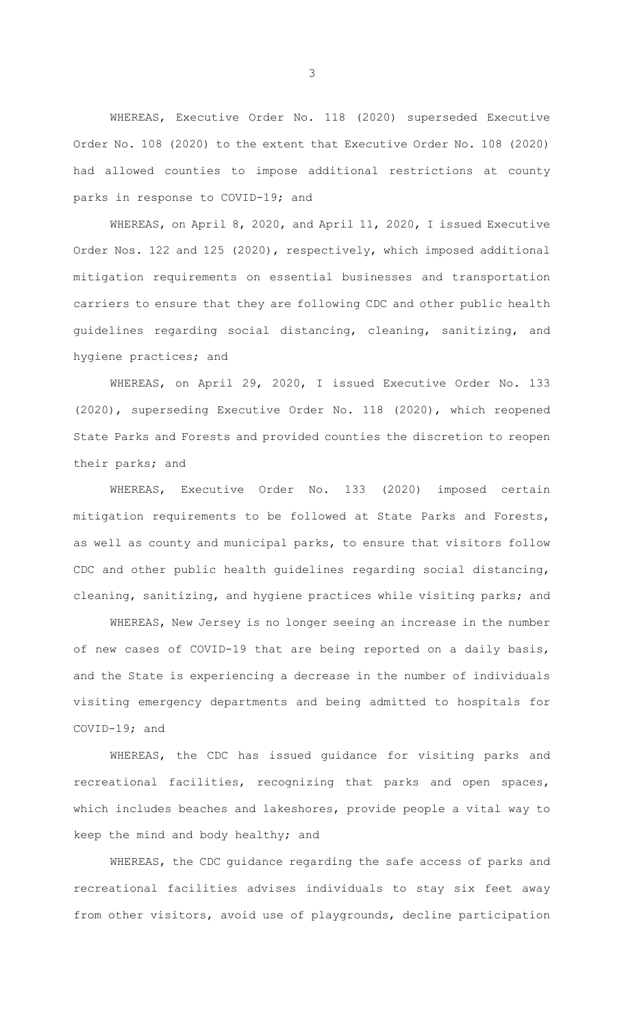WHEREAS, Executive Order No. 118 (2020) superseded Executive Order No. 108 (2020) to the extent that Executive Order No. 108 (2020) had allowed counties to impose additional restrictions at county parks in response to COVID-19; and

WHEREAS, on April 8, 2020, and April 11, 2020, I issued Executive Order Nos. 122 and 125 (2020), respectively, which imposed additional mitigation requirements on essential businesses and transportation carriers to ensure that they are following CDC and other public health guidelines regarding social distancing, cleaning, sanitizing, and hygiene practices; and

WHEREAS, on April 29, 2020, I issued Executive Order No. 133 (2020), superseding Executive Order No. 118 (2020), which reopened State Parks and Forests and provided counties the discretion to reopen their parks; and

WHEREAS, Executive Order No. 133 (2020) imposed certain mitigation requirements to be followed at State Parks and Forests, as well as county and municipal parks, to ensure that visitors follow CDC and other public health guidelines regarding social distancing, cleaning, sanitizing, and hygiene practices while visiting parks; and

WHEREAS, New Jersey is no longer seeing an increase in the number of new cases of COVID-19 that are being reported on a daily basis, and the State is experiencing a decrease in the number of individuals visiting emergency departments and being admitted to hospitals for COVID-19; and

WHEREAS, the CDC has issued guidance for visiting parks and recreational facilities, recognizing that parks and open spaces, which includes beaches and lakeshores, provide people a vital way to keep the mind and body healthy; and

WHEREAS, the CDC guidance regarding the safe access of parks and recreational facilities advises individuals to stay six feet away from other visitors, avoid use of playgrounds, decline participation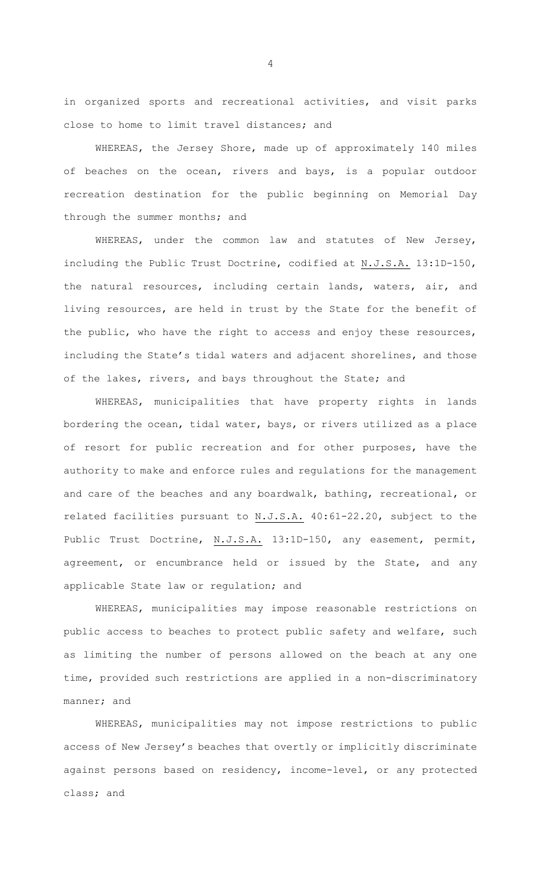in organized sports and recreational activities, and visit parks close to home to limit travel distances; and

WHEREAS, the Jersey Shore, made up of approximately 140 miles of beaches on the ocean, rivers and bays, is a popular outdoor recreation destination for the public beginning on Memorial Day through the summer months; and

WHEREAS, under the common law and statutes of New Jersey, including the Public Trust Doctrine, codified at N.J.S.A. 13:1D-150, the natural resources, including certain lands, waters, air, and living resources, are held in trust by the State for the benefit of the public, who have the right to access and enjoy these resources, including the State's tidal waters and adjacent shorelines, and those of the lakes, rivers, and bays throughout the State; and

WHEREAS, municipalities that have property rights in lands bordering the ocean, tidal water, bays, or rivers utilized as a place of resort for public recreation and for other purposes, have the authority to make and enforce rules and regulations for the management and care of the beaches and any boardwalk, bathing, recreational, or related facilities pursuant to N.J.S.A. 40:61-22.20, subject to the Public Trust Doctrine, N.J.S.A. 13:1D-150, any easement, permit, agreement, or encumbrance held or issued by the State, and any applicable State law or regulation; and

WHEREAS, municipalities may impose reasonable restrictions on public access to beaches to protect public safety and welfare, such as limiting the number of persons allowed on the beach at any one time, provided such restrictions are applied in a non-discriminatory manner; and

WHEREAS, municipalities may not impose restrictions to public access of New Jersey's beaches that overtly or implicitly discriminate against persons based on residency, income-level, or any protected class; and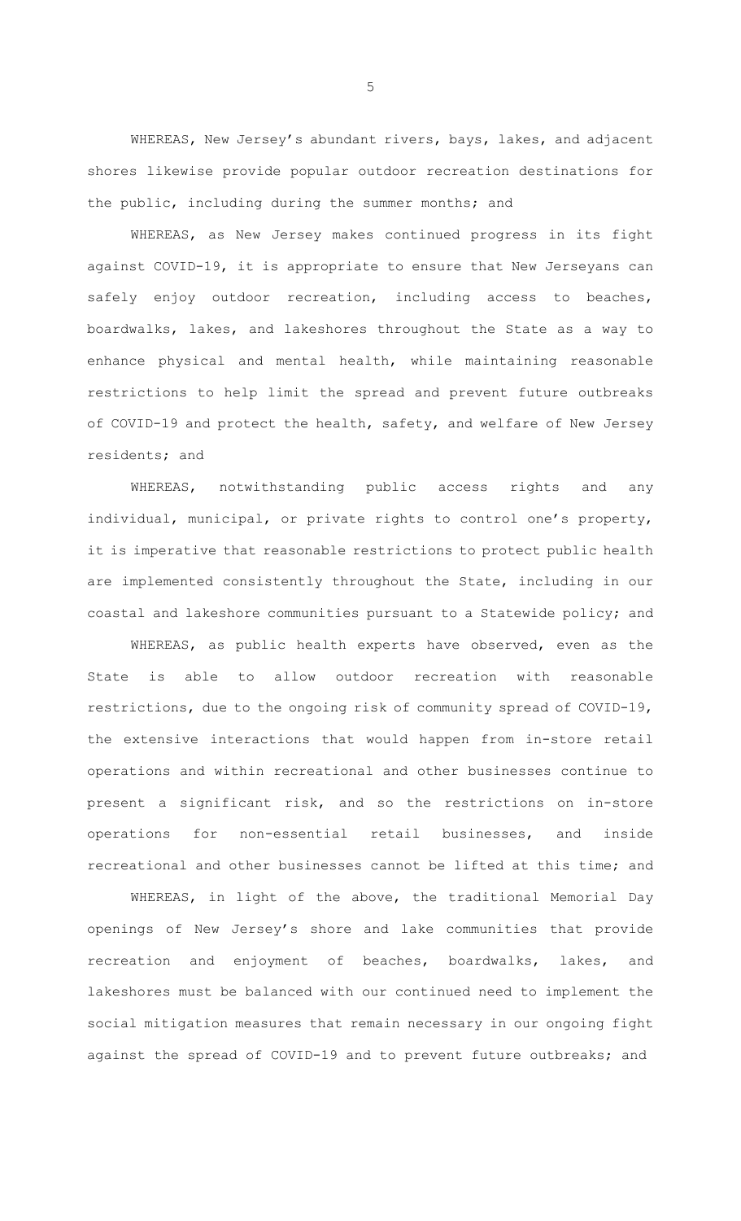WHEREAS, New Jersey's abundant rivers, bays, lakes, and adjacent shores likewise provide popular outdoor recreation destinations for the public, including during the summer months; and

WHEREAS, as New Jersey makes continued progress in its fight against COVID-19, it is appropriate to ensure that New Jerseyans can safely enjoy outdoor recreation, including access to beaches, boardwalks, lakes, and lakeshores throughout the State as a way to enhance physical and mental health, while maintaining reasonable restrictions to help limit the spread and prevent future outbreaks of COVID-19 and protect the health, safety, and welfare of New Jersey residents; and

WHEREAS, notwithstanding public access rights and any individual, municipal, or private rights to control one's property, it is imperative that reasonable restrictions to protect public health are implemented consistently throughout the State, including in our coastal and lakeshore communities pursuant to a Statewide policy; and

WHEREAS, as public health experts have observed, even as the State is able to allow outdoor recreation with reasonable restrictions, due to the ongoing risk of community spread of COVID-19, the extensive interactions that would happen from in-store retail operations and within recreational and other businesses continue to present a significant risk, and so the restrictions on in-store operations for non-essential retail businesses, and inside recreational and other businesses cannot be lifted at this time; and

WHEREAS, in light of the above, the traditional Memorial Day openings of New Jersey's shore and lake communities that provide recreation and enjoyment of beaches, boardwalks, lakes, and lakeshores must be balanced with our continued need to implement the social mitigation measures that remain necessary in our ongoing fight against the spread of COVID-19 and to prevent future outbreaks; and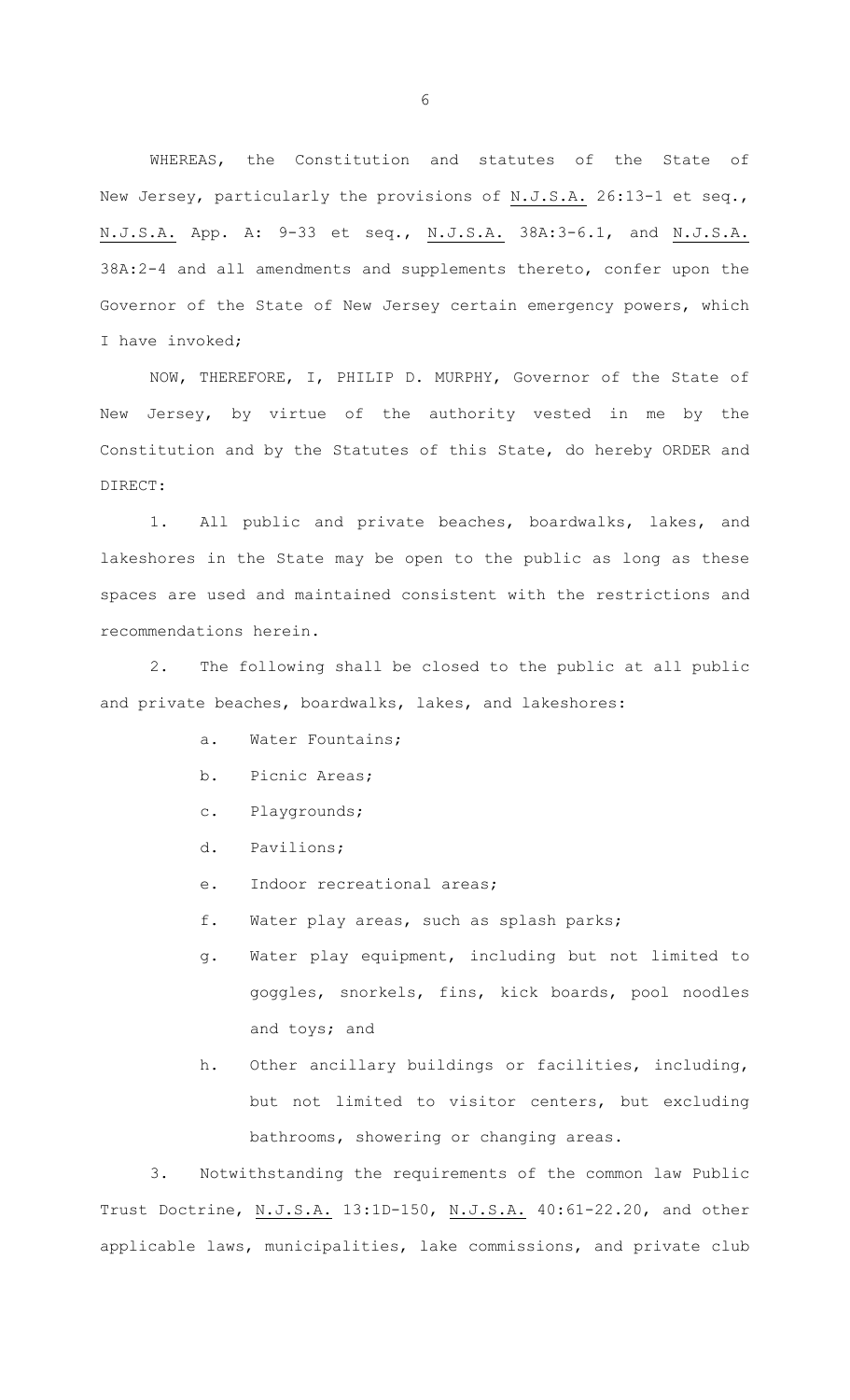WHEREAS, the Constitution and statutes of the State of New Jersey, particularly the provisions of N.J.S.A. 26:13-1 et seq., N.J.S.A. App. A: 9-33 et seq., N.J.S.A. 38A:3-6.1, and N.J.S.A. 38A:2-4 and all amendments and supplements thereto, confer upon the Governor of the State of New Jersey certain emergency powers, which I have invoked;

NOW, THEREFORE, I, PHILIP D. MURPHY, Governor of the State of New Jersey, by virtue of the authority vested in me by the Constitution and by the Statutes of this State, do hereby ORDER and DIRECT:

1. All public and private beaches, boardwalks, lakes, and lakeshores in the State may be open to the public as long as these spaces are used and maintained consistent with the restrictions and recommendations herein.

2. The following shall be closed to the public at all public and private beaches, boardwalks, lakes, and lakeshores:

   a. Water Fountains;

   b. Picnic Areas;

   c. Playgrounds;

   d. Pavilions;

   e. Indoor recreational areas;

   f. Water play areas, such as splash parks;

   g. Water play equipment, including but not limited to goggles, snorkels, fins, kick boards, pool noodles and toys; and

   h. Other ancillary buildings or facilities, including, but not limited to visitor centers, but excluding bathrooms, showering or changing areas.

3. Notwithstanding the requirements of the common law Public Trust Doctrine, N.J.S.A. 13:1D-150, N.J.S.A. 40:61-22.20, and other applicable laws, municipalities, lake commissions, and private club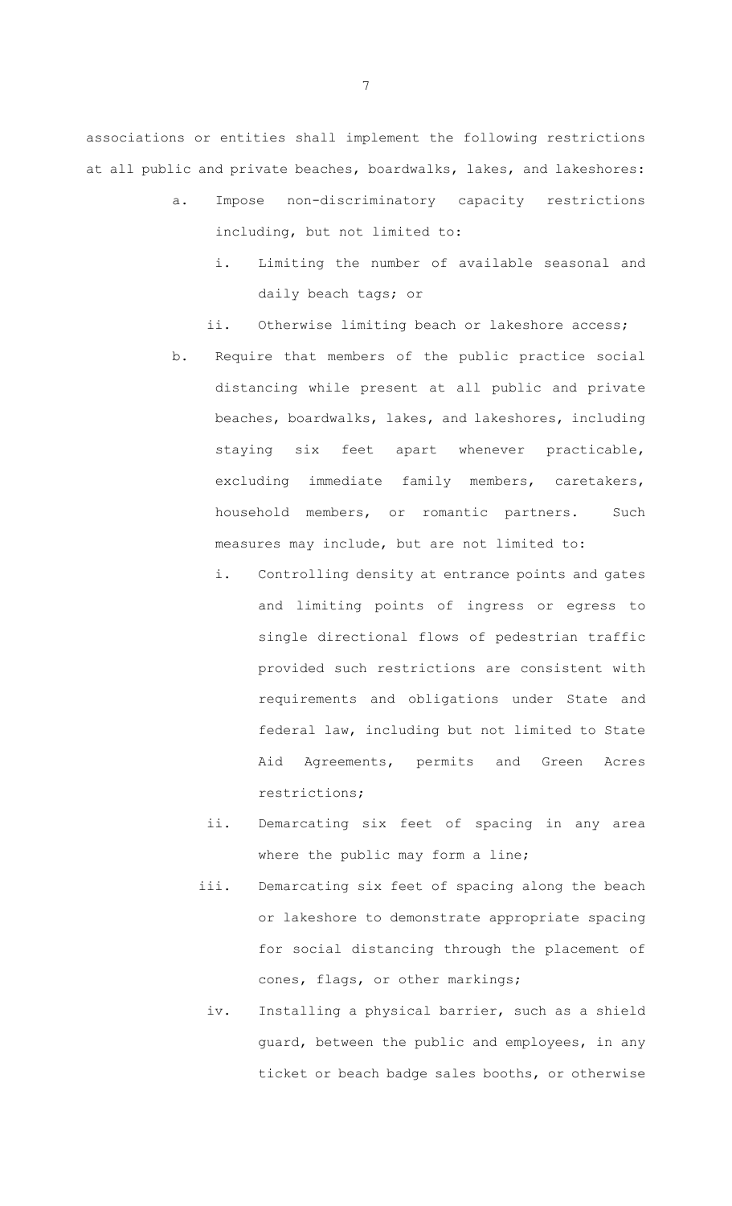associations or entities shall implement the following restrictions at all public and private beaches, boardwalks, lakes, and lakeshores:

a. Impose non-discriminatory capacity restrictions including, but not limited to:

   i. Limiting the number of available seasonal and daily beach tags; or

   ii. Otherwise limiting beach or lakeshore access;

b. Require that members of the public practice social distancing while present at all public and private beaches, boardwalks, lakes, and lakeshores, including staying six feet apart whenever practicable, excluding immediate family members, caretakers, household members, or romantic partners. Such measures may include, but are not limited to:

   i. Controlling density at entrance points and gates and limiting points of ingress or egress to single directional flows of pedestrian traffic provided such restrictions are consistent with requirements and obligations under State and federal law, including but not limited to State Aid Agreements, permits and Green Acres restrictions;

   ii. Demarcating six feet of spacing in any area where the public may form a line;

   iii. Demarcating six feet of spacing along the beach or lakeshore to demonstrate appropriate spacing for social distancing through the placement of cones, flags, or other markings;

   iv. Installing a physical barrier, such as a shield guard, between the public and employees, in any ticket or beach badge sales booths, or otherwise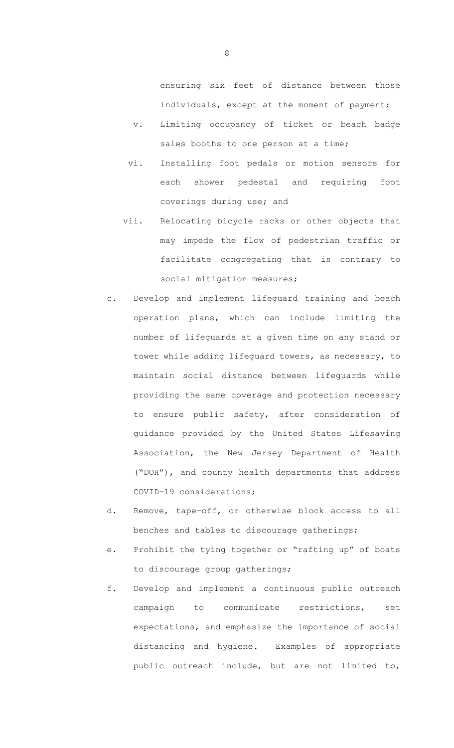ensuring six feet of distance between those individuals, except at the moment of payment;

v. Limiting occupancy of ticket or beach badge sales booths to one person at a time;

vi. Installing foot pedals or motion sensors for each shower pedestal and requiring foot coverings during use; and

vii. Relocating bicycle racks or other objects that may impede the flow of pedestrian traffic or facilitate congregating that is contrary to social mitigation measures;

c. Develop and implement lifeguard training and beach operation plans, which can include limiting the number of lifeguards at a given time on any stand or tower while adding lifeguard towers, as necessary, to maintain social distance between lifeguards while providing the same coverage and protection necessary to ensure public safety, after consideration of guidance provided by the United States Lifesaving Association, the New Jersey Department of Health ("DOH"), and county health departments that address COVID-19 considerations;

d. Remove, tape-off, or otherwise block access to all benches and tables to discourage gatherings;

e. Prohibit the tying together or "rafting up" of boats to discourage group gatherings;

f. Develop and implement a continuous public outreach campaign to communicate restrictions, set expectations, and emphasize the importance of social distancing and hygiene. Examples of appropriate public outreach include, but are not limited to,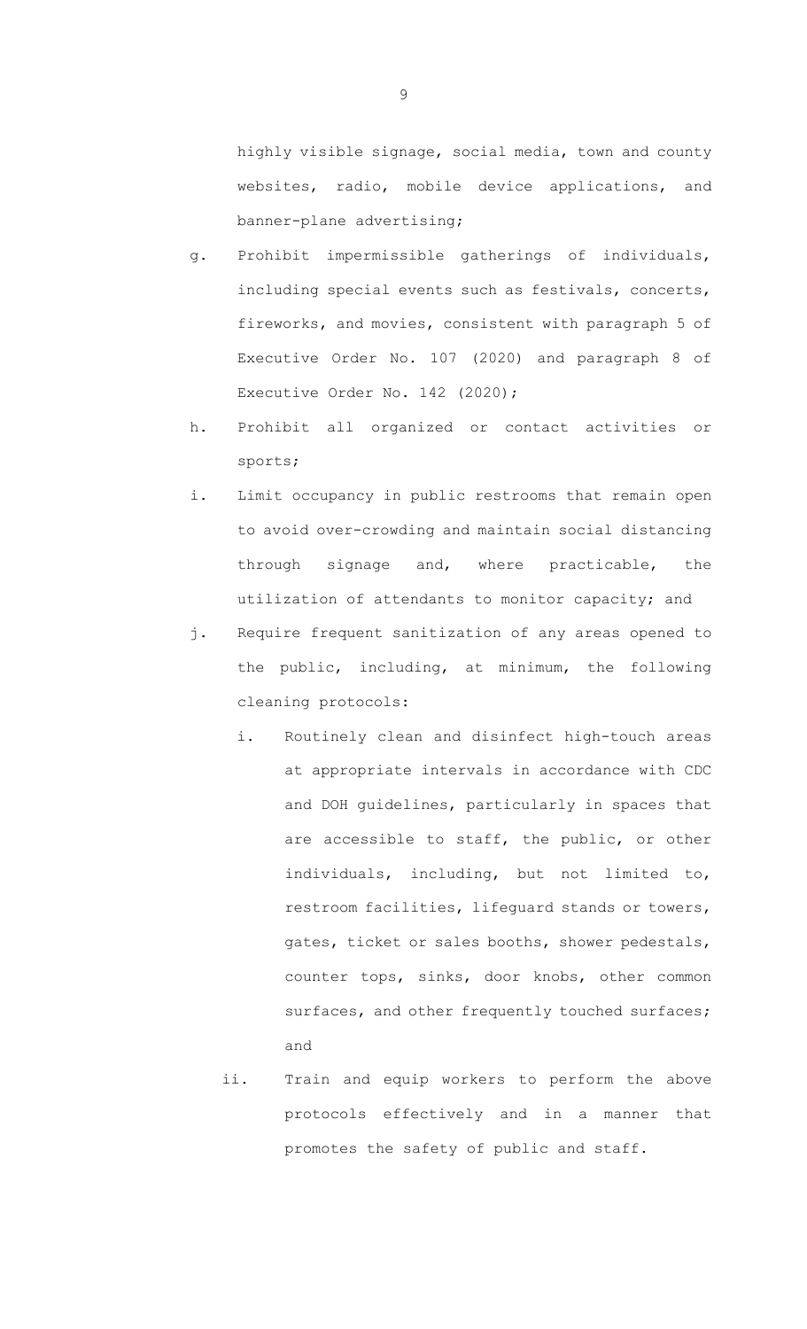highly visible signage, social media, town and county websites, radio, mobile device applications, and banner-plane advertising;

g. Prohibit impermissible gatherings of individuals, including special events such as festivals, concerts, fireworks, and movies, consistent with paragraph 5 of Executive Order No. 107 (2020) and paragraph 8 of Executive Order No. 142 (2020);

h. Prohibit all organized or contact activities or sports;

i. Limit occupancy in public restrooms that remain open to avoid over-crowding and maintain social distancing through signage and, where practicable, the utilization of attendants to monitor capacity; and

j. Require frequent sanitization of any areas opened to the public, including, at minimum, the following cleaning protocols:

   i. Routinely clean and disinfect high-touch areas at appropriate intervals in accordance with CDC and DOH guidelines, particularly in spaces that are accessible to staff, the public, or other individuals, including, but not limited to, restroom facilities, lifeguard stands or towers, gates, ticket or sales booths, shower pedestals, counter tops, sinks, door knobs, other common surfaces, and other frequently touched surfaces; and

   ii. Train and equip workers to perform the above protocols effectively and in a manner that promotes the safety of public and staff.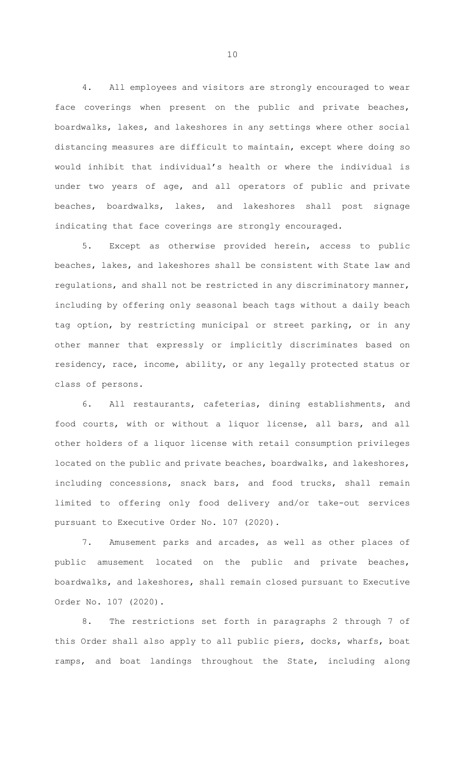4. All employees and visitors are strongly encouraged to wear face coverings when present on the public and private beaches, boardwalks, lakes, and lakeshores in any settings where other social distancing measures are difficult to maintain, except where doing so would inhibit that individual's health or where the individual is under two years of age, and all operators of public and private beaches, boardwalks, lakes, and lakeshores shall post signage indicating that face coverings are strongly encouraged.

5. Except as otherwise provided herein, access to public beaches, lakes, and lakeshores shall be consistent with State law and regulations, and shall not be restricted in any discriminatory manner, including by offering only seasonal beach tags without a daily beach tag option, by restricting municipal or street parking, or in any other manner that expressly or implicitly discriminates based on residency, race, income, ability, or any legally protected status or class of persons.

6. All restaurants, cafeterias, dining establishments, and food courts, with or without a liquor license, all bars, and all other holders of a liquor license with retail consumption privileges located on the public and private beaches, boardwalks, and lakeshores, including concessions, snack bars, and food trucks, shall remain limited to offering only food delivery and/or take-out services pursuant to Executive Order No. 107 (2020).

7. Amusement parks and arcades, as well as other places of public amusement located on the public and private beaches, boardwalks, and lakeshores, shall remain closed pursuant to Executive Order No. 107 (2020).

8. The restrictions set forth in paragraphs 2 through 7 of this Order shall also apply to all public piers, docks, wharfs, boat ramps, and boat landings throughout the State, including along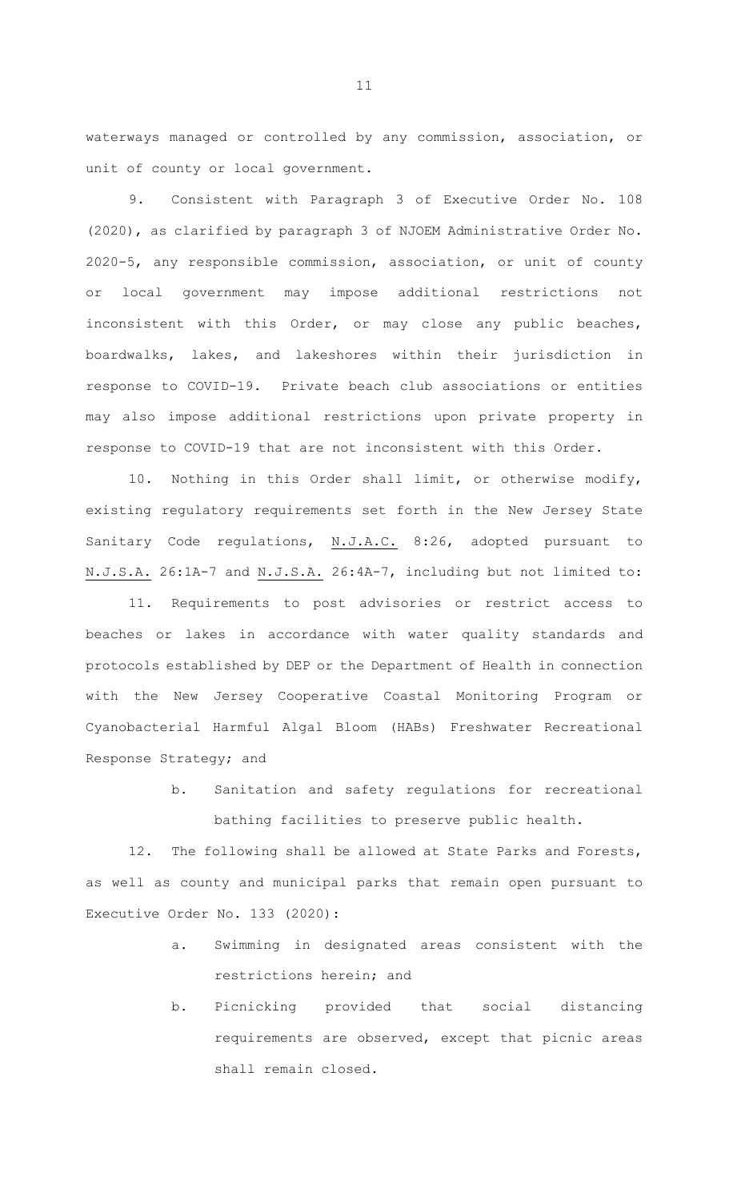waterways managed or controlled by any commission, association, or unit of county or local government.

9. Consistent with Paragraph 3 of Executive Order No. 108 (2020), as clarified by paragraph 3 of NJOEM Administrative Order No. 2020-5, any responsible commission, association, or unit of county or local government may impose additional restrictions not inconsistent with this Order, or may close any public beaches, boardwalks, lakes, and lakeshores within their jurisdiction in response to COVID-19. Private beach club associations or entities may also impose additional restrictions upon private property in response to COVID-19 that are not inconsistent with this Order.

10. Nothing in this Order shall limit, or otherwise modify, existing regulatory requirements set forth in the New Jersey State Sanitary Code regulations, N.J.A.C. 8:26, adopted pursuant to N.J.S.A. 26:1A-7 and N.J.S.A. 26:4A-7, including but not limited to:

11. Requirements to post advisories or restrict access to beaches or lakes in accordance with water quality standards and protocols established by DEP or the Department of Health in connection with the New Jersey Cooperative Coastal Monitoring Program or Cyanobacterial Harmful Algal Bloom (HABs) Freshwater Recreational Response Strategy; and

   b. Sanitation and safety regulations for recreational bathing facilities to preserve public health.

12. The following shall be allowed at State Parks and Forests, as well as county and municipal parks that remain open pursuant to Executive Order No. 133 (2020):

   a. Swimming in designated areas consistent with the restrictions herein; and

   b. Picnicking provided that social distancing requirements are observed, except that picnic areas shall remain closed.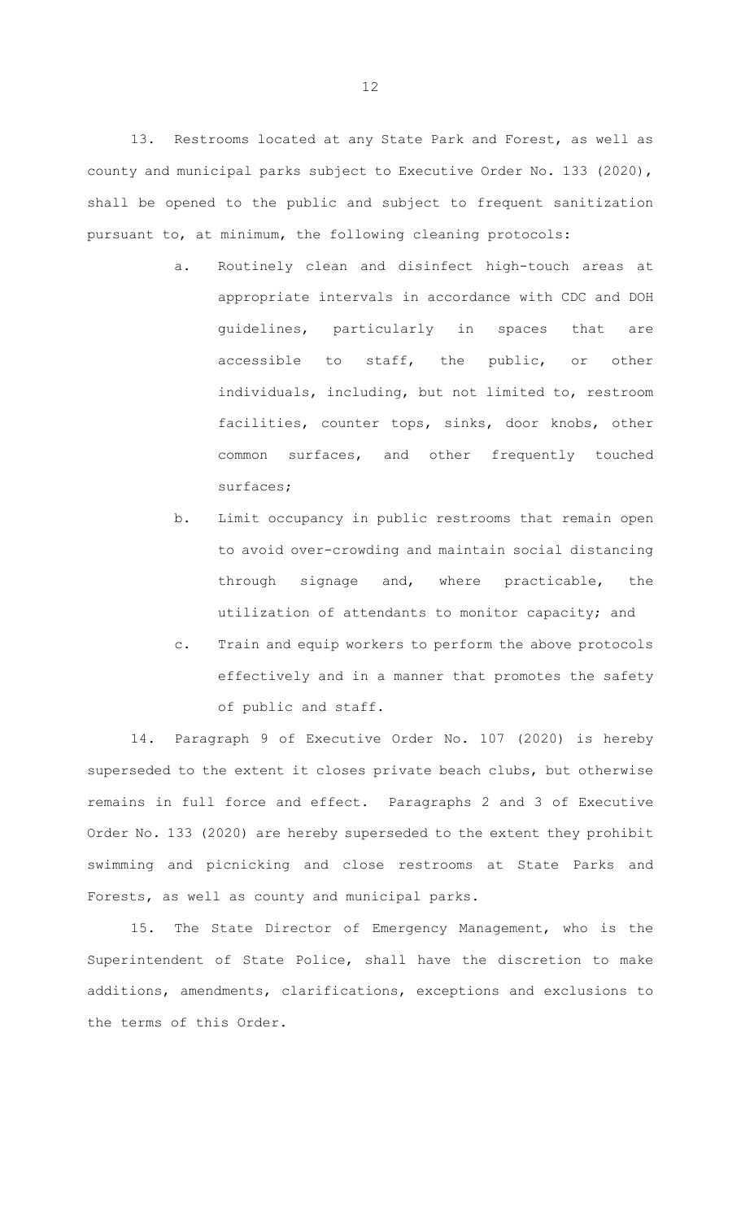13. Restrooms located at any State Park and Forest, as well as county and municipal parks subject to Executive Order No. 133 (2020), shall be opened to the public and subject to frequent sanitization pursuant to, at minimum, the following cleaning protocols:

a. Routinely clean and disinfect high-touch areas at appropriate intervals in accordance with CDC and DOH guidelines, particularly in spaces that are accessible to staff, the public, or other individuals, including, but not limited to, restroom facilities, counter tops, sinks, door knobs, other common surfaces, and other frequently touched surfaces;

b. Limit occupancy in public restrooms that remain open to avoid over-crowding and maintain social distancing through signage and, where practicable, the utilization of attendants to monitor capacity; and

c. Train and equip workers to perform the above protocols effectively and in a manner that promotes the safety of public and staff.

14. Paragraph 9 of Executive Order No. 107 (2020) is hereby superseded to the extent it closes private beach clubs, but otherwise remains in full force and effect. Paragraphs 2 and 3 of Executive Order No. 133 (2020) are hereby superseded to the extent they prohibit swimming and picnicking and close restrooms at State Parks and Forests, as well as county and municipal parks.

15. The State Director of Emergency Management, who is the Superintendent of State Police, shall have the discretion to make additions, amendments, clarifications, exceptions and exclusions to the terms of this Order.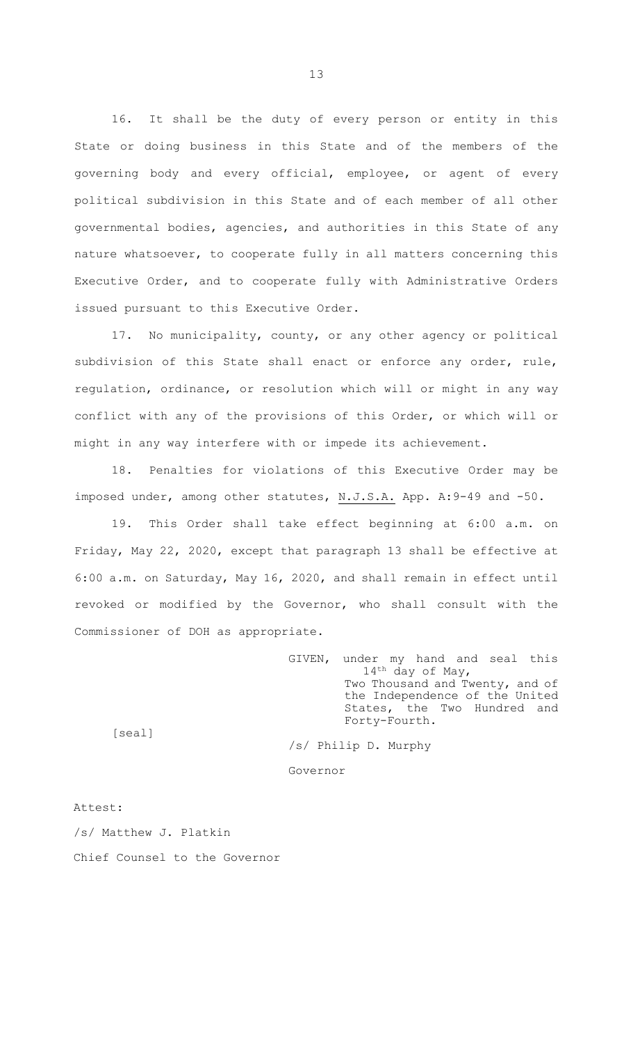16. It shall be the duty of every person or entity in this State or doing business in this State and of the members of the governing body and every official, employee, or agent of every political subdivision in this State and of each member of all other governmental bodies, agencies, and authorities in this State of any nature whatsoever, to cooperate fully in all matters concerning this Executive Order, and to cooperate fully with Administrative Orders issued pursuant to this Executive Order.

17. No municipality, county, or any other agency or political subdivision of this State shall enact or enforce any order, rule, regulation, ordinance, or resolution which will or might in any way conflict with any of the provisions of this Order, or which will or might in any way interfere with or impede its achievement.

18. Penalties for violations of this Executive Order may be imposed under, among other statutes, N.J.S.A. App. A:9-49 and -50.

19. This Order shall take effect beginning at 6:00 a.m. on Friday, May 22, 2020, except that paragraph 13 shall be effective at 6:00 a.m. on Saturday, May 16, 2020, and shall remain in effect until revoked or modified by the Governor, who shall consult with the Commissioner of DOH as appropriate.

GIVEN, under my hand and seal this 14th day of May, Two Thousand and Twenty, and of the Independence of the United States, the Two Hundred and Forty-Fourth.

[seal]

/s/ Philip D. Murphy

Governor

Attest:

/s/ Matthew J. Platkin

Chief Counsel to the Governor